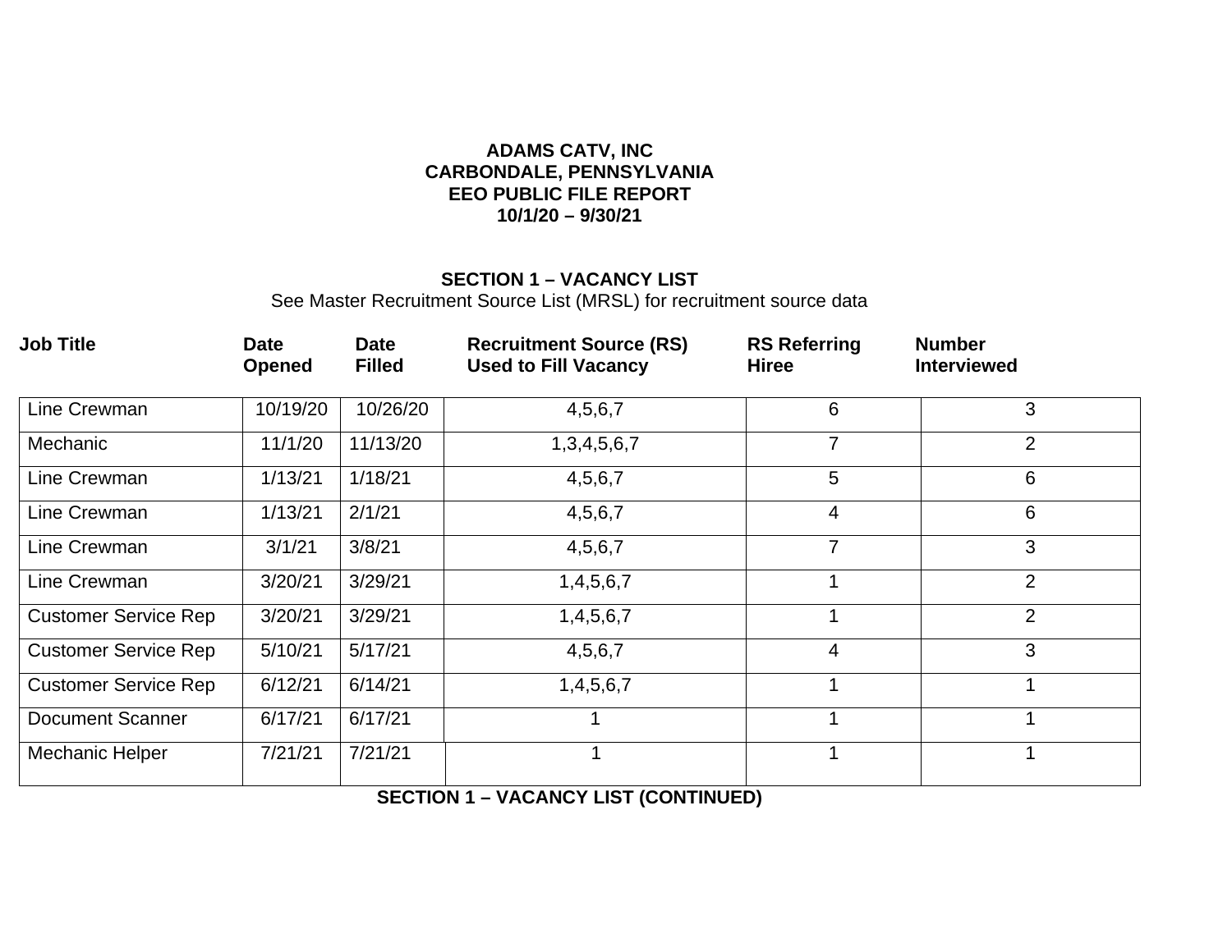**ADAMS CATV, INC**
**CARBONDALE, PENNSYLVANIA**
**EEO PUBLIC FILE REPORT**
**10/1/20 – 9/30/21**

## SECTION 1 – VACANCY LIST

See Master Recruitment Source List (MRSL) for recruitment source data

| Job Title | Date Opened | Date Filled | Recruitment Source (RS) Used to Fill Vacancy | RS Referring Hiree | Number Interviewed |
|---|---|---|---|---|---|
| Line Crewman | 10/19/20 | 10/26/20 | 4,5,6,7 | 6 | 3 |
| Mechanic | 11/1/20 | 11/13/20 | 1,3,4,5,6,7 | 7 | 2 |
| Line Crewman | 1/13/21 | 1/18/21 | 4,5,6,7 | 5 | 6 |
| Line Crewman | 1/13/21 | 2/1/21 | 4,5,6,7 | 4 | 6 |
| Line Crewman | 3/1/21 | 3/8/21 | 4,5,6,7 | 7 | 3 |
| Line Crewman | 3/20/21 | 3/29/21 | 1,4,5,6,7 | 1 | 2 |
| Customer Service Rep | 3/20/21 | 3/29/21 | 1,4,5,6,7 | 1 | 2 |
| Customer Service Rep | 5/10/21 | 5/17/21 | 4,5,6,7 | 4 | 3 |
| Customer Service Rep | 6/12/21 | 6/14/21 | 1,4,5,6,7 | 1 | 1 |
| Document Scanner | 6/17/21 | 6/17/21 | 1 | 1 | 1 |
| Mechanic Helper | 7/21/21 | 7/21/21 | 1 | 1 | 1 |

**SECTION 1 – VACANCY LIST (CONTINUED)**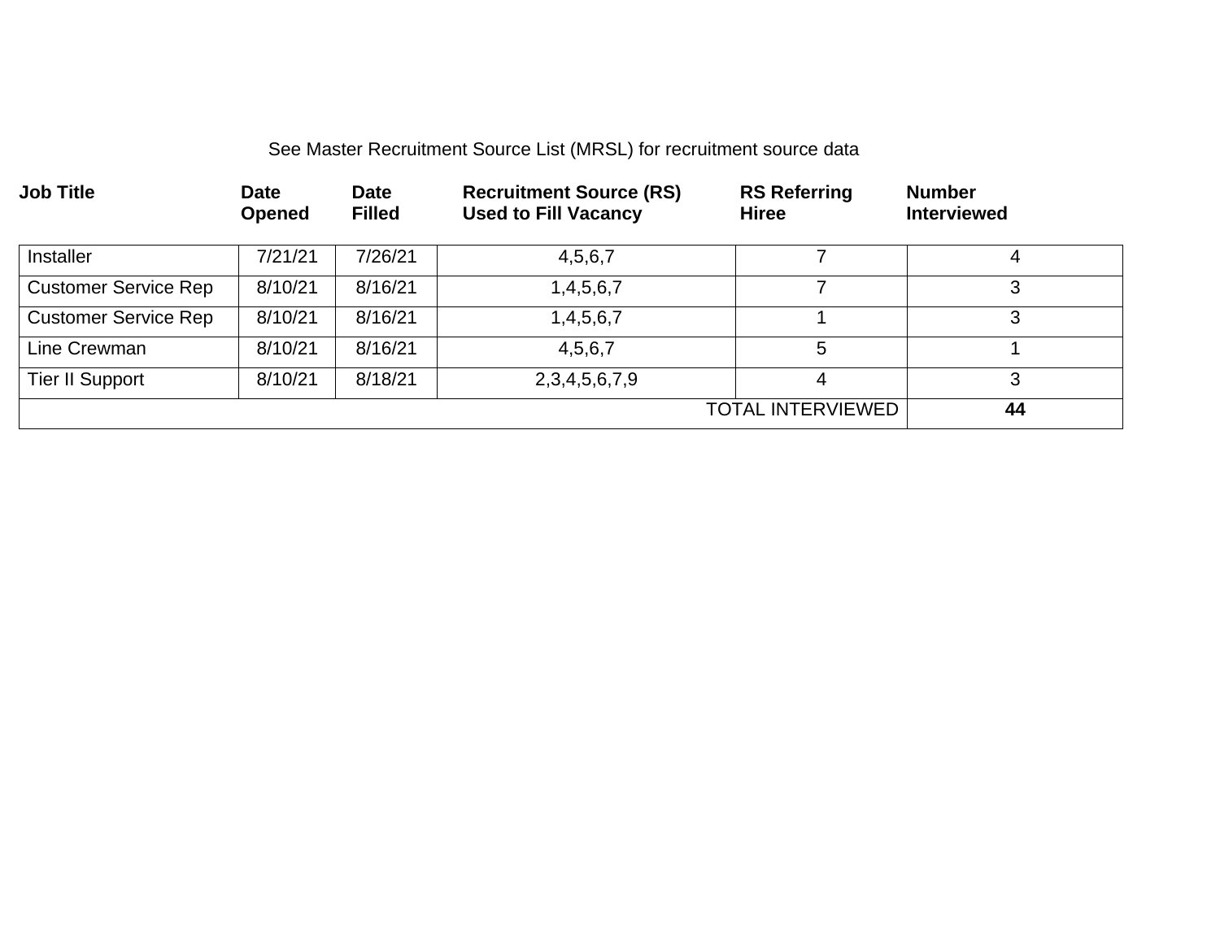See Master Recruitment Source List (MRSL) for recruitment source data

| Job Title | Date Opened | Date Filled | Recruitment Source (RS) Used to Fill Vacancy | RS Referring Hiree | Number Interviewed |
|---|---|---|---|---|---|
| Installer | 7/21/21 | 7/26/21 | 4,5,6,7 | 7 | 4 |
| Customer Service Rep | 8/10/21 | 8/16/21 | 1,4,5,6,7 | 7 | 3 |
| Customer Service Rep | 8/10/21 | 8/16/21 | 1,4,5,6,7 | 1 | 3 |
| Line Crewman | 8/10/21 | 8/16/21 | 4,5,6,7 | 5 | 1 |
| Tier II Support | 8/10/21 | 8/18/21 | 2,3,4,5,6,7,9 | 4 | 3 |
| | | | | TOTAL INTERVIEWED | **44** |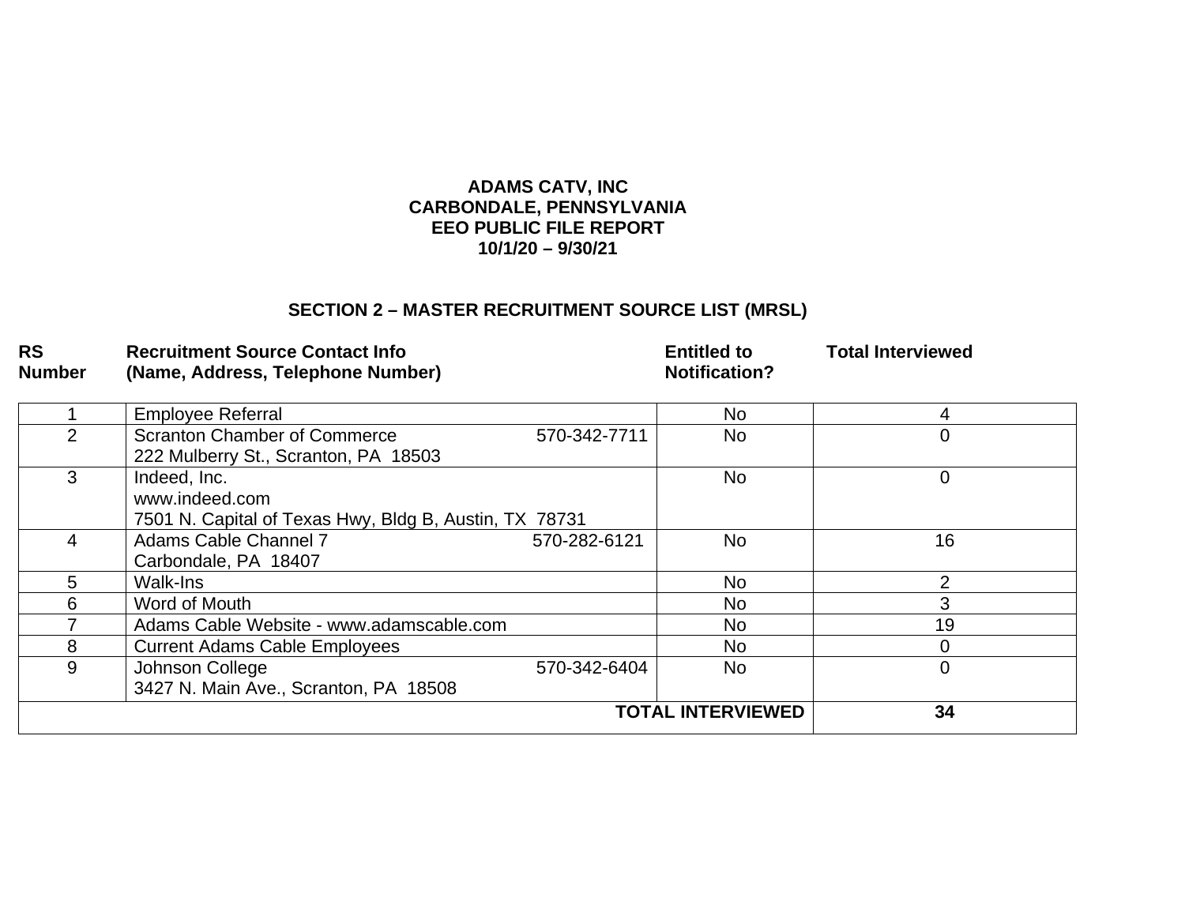**ADAMS CATV, INC**
**CARBONDALE, PENNSYLVANIA**
**EEO PUBLIC FILE REPORT**
**10/1/20 – 9/30/21**

## SECTION 2 – MASTER RECRUITMENT SOURCE LIST (MRSL)

| RS Number | Recruitment Source Contact Info (Name, Address, Telephone Number) | Entitled to Notification? | Total Interviewed |
|---|---|---|---|
| 1 | Employee Referral | No | 4 |
| 2 | Scranton Chamber of Commerce 570-342-7711<br>222 Mulberry St., Scranton, PA 18503 | No | 0 |
| 3 | Indeed, Inc.<br>www.indeed.com<br>7501 N. Capital of Texas Hwy, Bldg B, Austin, TX 78731 | No | 0 |
| 4 | Adams Cable Channel 7 570-282-6121<br>Carbondale, PA 18407 | No | 16 |
| 5 | Walk-Ins | No | 2 |
| 6 | Word of Mouth | No | 3 |
| 7 | Adams Cable Website - www.adamscable.com | No | 19 |
| 8 | Current Adams Cable Employees | No | 0 |
| 9 | Johnson College 570-342-6404<br>3427 N. Main Ave., Scranton, PA 18508 | No | 0 |
| | | **TOTAL INTERVIEWED** | **34** |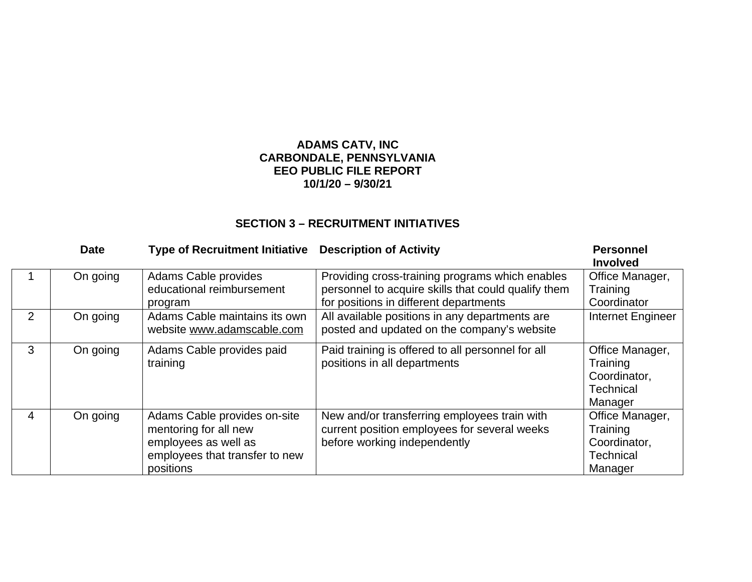**ADAMS CATV, INC**
**CARBONDALE, PENNSYLVANIA**
**EEO PUBLIC FILE REPORT**
**10/1/20 – 9/30/21**

## SECTION 3 – RECRUITMENT INITIATIVES

| | Date | Type of Recruitment Initiative | Description of Activity | Personnel Involved |
|---|---|---|---|---|
| 1 | On going | Adams Cable provides educational reimbursement program | Providing cross-training programs which enables personnel to acquire skills that could qualify them for positions in different departments | Office Manager, Training Coordinator |
| 2 | On going | Adams Cable maintains its own website www.adamscable.com | All available positions in any departments are posted and updated on the company's website | Internet Engineer |
| 3 | On going | Adams Cable provides paid training | Paid training is offered to all personnel for all positions in all departments | Office Manager, Training Coordinator, Technical Manager |
| 4 | On going | Adams Cable provides on-site mentoring for all new employees as well as employees that transfer to new positions | New and/or transferring employees train with current position employees for several weeks before working independently | Office Manager, Training Coordinator, Technical Manager |